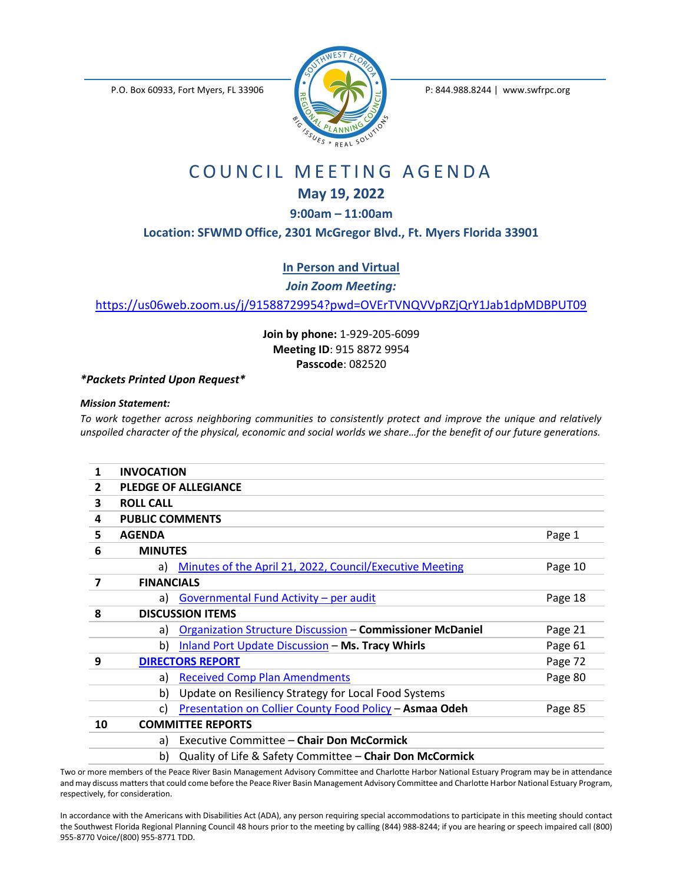P.O. Box 60933, Fort Myers, FL 33906

P: 844.988.8244 | www.swfrpc.org

# COUNCIL MEETING AGENDA

## May 19, 2022

### 9:00am – 11:00am

### Location: SFWMD Office, 2301 McGregor Blvd., Ft. Myers Florida 33901

**In Person and Virtual**

***Join Zoom Meeting:***

https://us06web.zoom.us/j/91588729954?pwd=OVErTVNQVVpRZjQrY1Jab1dpMDBPUT09

**Join by phone:** 1-929-205-6099
**Meeting ID**: 915 8872 9954
**Passcode**: 082520

***Packets Printed Upon Request***

***Mission Statement:***

*To work together across neighboring communities to consistently protect and improve the unique and relatively unspoiled character of the physical, economic and social worlds we share…for the benefit of our future generations.*

| | | |
|---|---|---|
| **1** | **INVOCATION** | |
| **2** | **PLEDGE OF ALLEGIANCE** | |
| **3** | **ROLL CALL** | |
| **4** | **PUBLIC COMMENTS** | |
| **5** | **AGENDA** | Page 1 |
| **6** | **MINUTES** | |
| | a) Minutes of the April 21, 2022, Council/Executive Meeting | Page 10 |
| **7** | **FINANCIALS** | |
| | a) Governmental Fund Activity – per audit | Page 18 |
| **8** | **DISCUSSION ITEMS** | |
| | a) Organization Structure Discussion – **Commissioner McDaniel** | Page 21 |
| | b) Inland Port Update Discussion – **Ms. Tracy Whirls** | Page 61 |
| **9** | **DIRECTORS REPORT** | Page 72 |
| | a) Received Comp Plan Amendments | Page 80 |
| | b) Update on Resiliency Strategy for Local Food Systems | |
| | c) Presentation on Collier County Food Policy – **Asmaa Odeh** | Page 85 |
| **10** | **COMMITTEE REPORTS** | |
| | a) Executive Committee – **Chair Don McCormick** | |
| | b) Quality of Life & Safety Committee – **Chair Don McCormick** | |

Two or more members of the Peace River Basin Management Advisory Committee and Charlotte Harbor National Estuary Program may be in attendance and may discuss matters that could come before the Peace River Basin Management Advisory Committee and Charlotte Harbor National Estuary Program, respectively, for consideration.

In accordance with the Americans with Disabilities Act (ADA), any person requiring special accommodations to participate in this meeting should contact the Southwest Florida Regional Planning Council 48 hours prior to the meeting by calling (844) 988-8244; if you are hearing or speech impaired call (800) 955-8770 Voice/(800) 955-8771 TDD.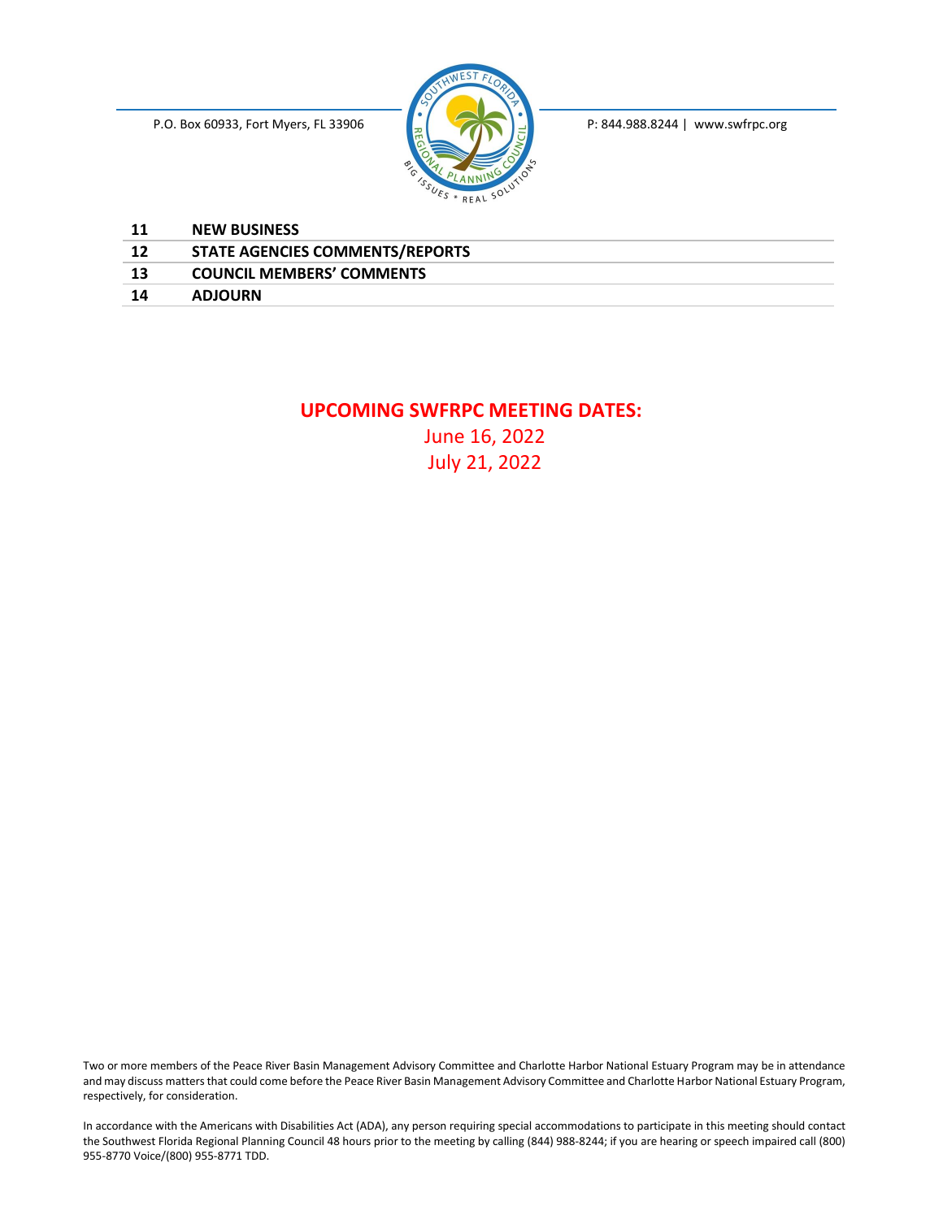P.O. Box 60933, Fort Myers, FL 33906

P: 844.988.8244 | www.swfrpc.org

| | |
|---|---|
| **11** | **NEW BUSINESS** |
| **12** | **STATE AGENCIES COMMENTS/REPORTS** |
| **13** | **COUNCIL MEMBERS' COMMENTS** |
| **14** | **ADJOURN** |

**UPCOMING SWFRPC MEETING DATES:**

June 16, 2022

July 21, 2022

Two or more members of the Peace River Basin Management Advisory Committee and Charlotte Harbor National Estuary Program may be in attendance and may discuss matters that could come before the Peace River Basin Management Advisory Committee and Charlotte Harbor National Estuary Program, respectively, for consideration.

In accordance with the Americans with Disabilities Act (ADA), any person requiring special accommodations to participate in this meeting should contact the Southwest Florida Regional Planning Council 48 hours prior to the meeting by calling (844) 988-8244; if you are hearing or speech impaired call (800) 955-8770 Voice/(800) 955-8771 TDD.